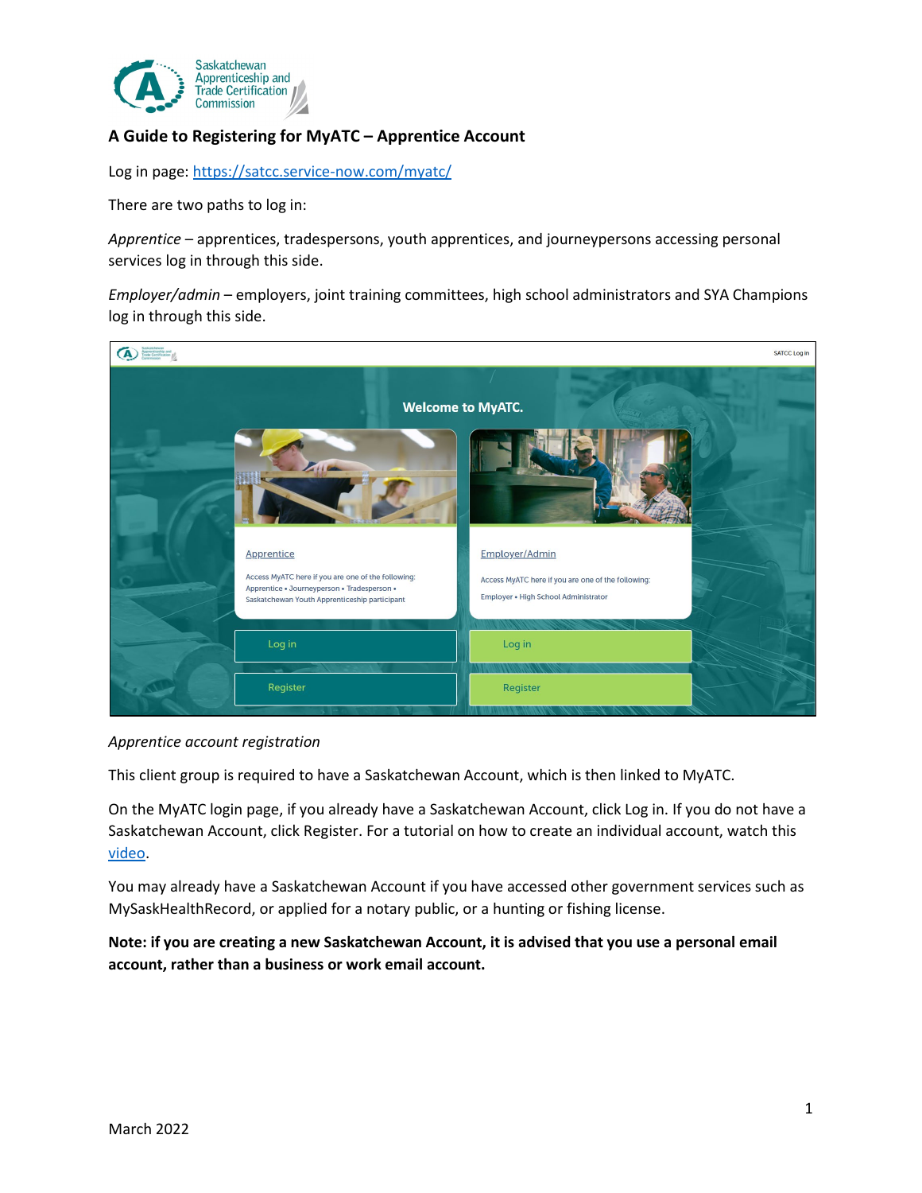# A Guide to Registering for MyATC – Apprentice Account

Log in page: [https://satcc.service-now.com/myatc/](https://satcc.service-now.com/myatc/)

There are two paths to log in:

*Apprentice* – apprentices, tradespersons, youth apprentices, and journeypersons accessing personal services log in through this side.

*Employer/admin* – employers, joint training committees, high school administrators and SYA Champions log in through this side.

*Apprentice account registration*

This client group is required to have a Saskatchewan Account, which is then linked to MyATC.

On the MyATC login page, if you already have a Saskatchewan Account, click Log in. If you do not have a Saskatchewan Account, click Register. For a tutorial on how to create an individual account, watch this video.

You may already have a Saskatchewan Account if you have accessed other government services such as MySaskHealthRecord, or applied for a notary public, or a hunting or fishing license.

**Note: if you are creating a new Saskatchewan Account, it is advised that you use a personal email account, rather than a business or work email account.**

March 2022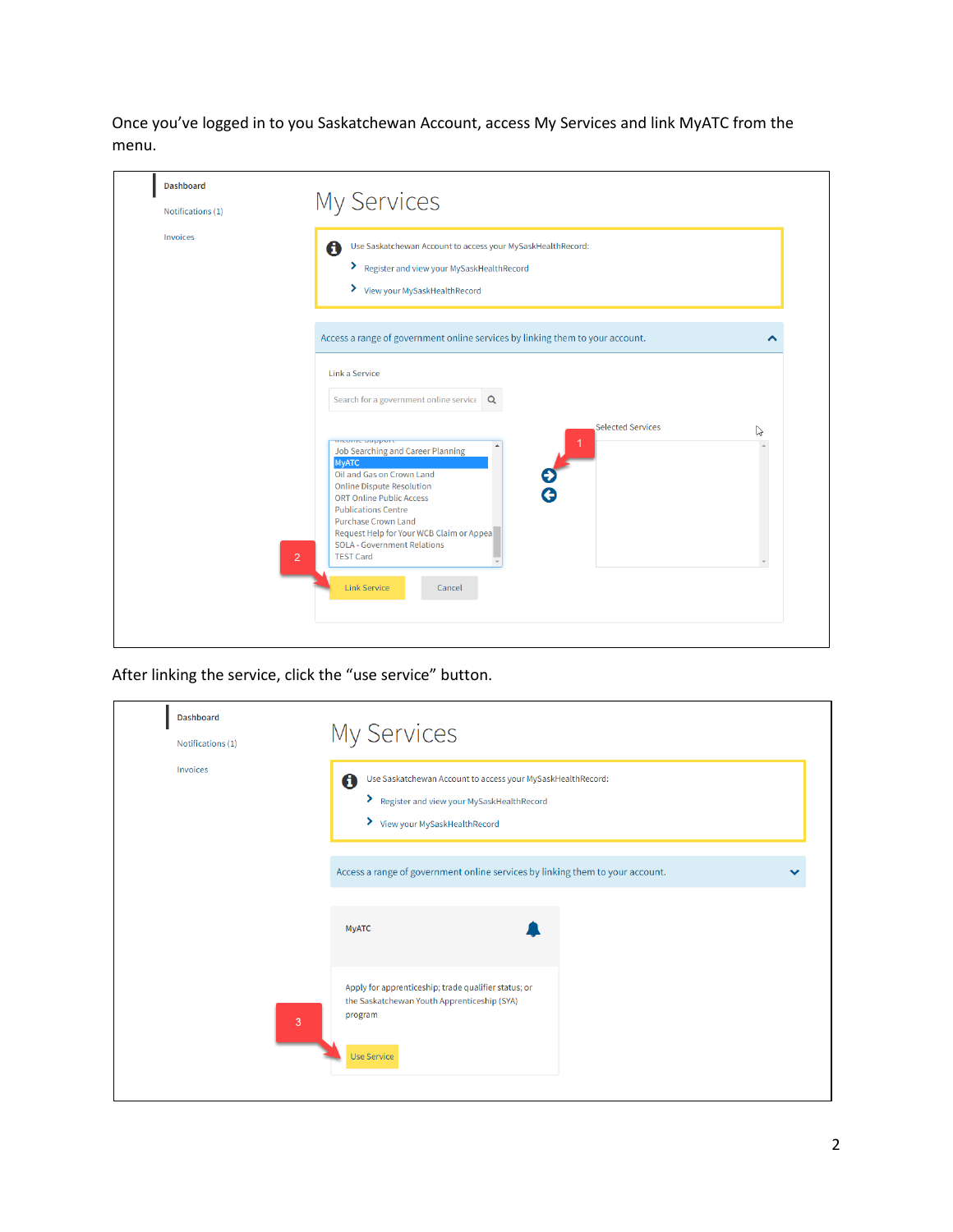Once you've logged in to you Saskatchewan Account, access My Services and link MyATC from the menu.

After linking the service, click the "use service" button.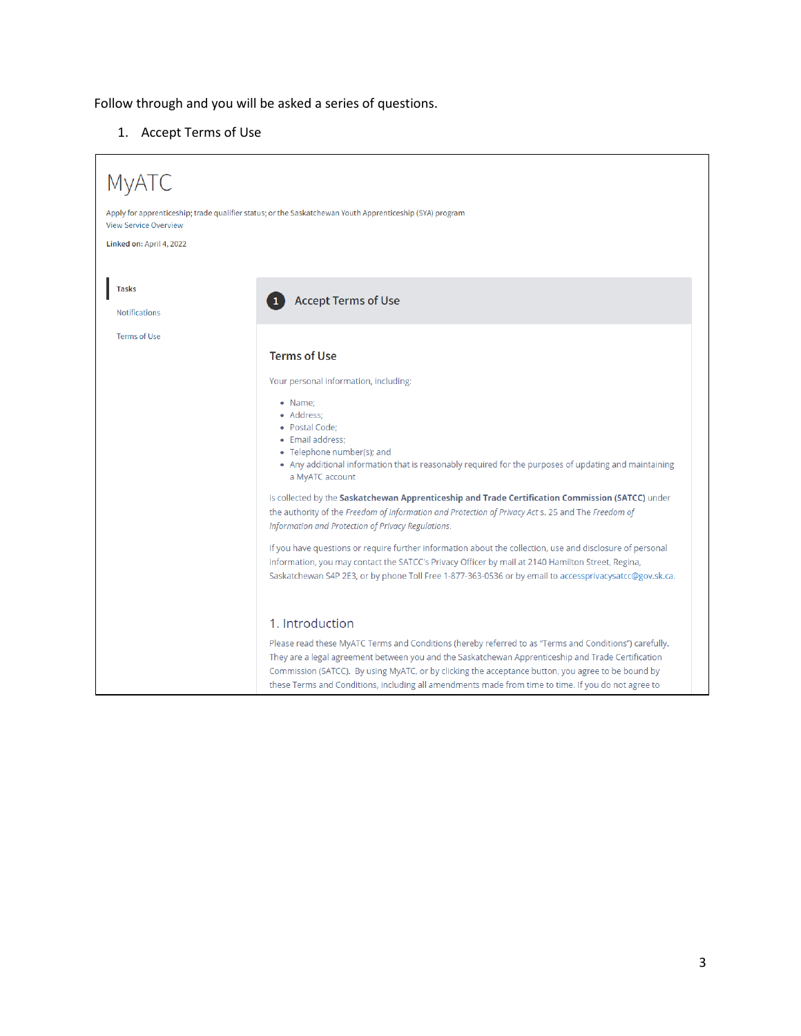Follow through and you will be asked a series of questions.

1. Accept Terms of Use

# MyATC

Apply for apprenticeship; trade qualifier status; or the Saskatchewan Youth Apprenticeship (SYA) program

View Service Overview

**Linked on:** April 4, 2022

- Tasks
- Notifications
- Terms of Use

## 1 Accept Terms of Use

### Terms of Use

Your personal information, including:

- Name;
- Address;
- Postal Code;
- Email address;
- Telephone number(s); and
- Any additional information that is reasonably required for the purposes of updating and maintaining a MyATC account

is collected by the **Saskatchewan Apprenticeship and Trade Certification Commission (SATCC)** under the authority of the *Freedom of Information and Protection of Privacy Act* s. 25 and The *Freedom of Information and Protection of Privacy Regulations*.

If you have questions or require further information about the collection, use and disclosure of personal information, you may contact the SATCC's Privacy Officer by mail at 2140 Hamilton Street, Regina, Saskatchewan S4P 2E3, or by phone Toll Free 1-877-363-0536 or by email to accessprivacysatcc@gov.sk.ca.

### 1. Introduction

Please read these MyATC Terms and Conditions (hereby referred to as "Terms and Conditions") carefully. They are a legal agreement between you and the Saskatchewan Apprenticeship and Trade Certification Commission (SATCC). By using MyATC, or by clicking the acceptance button, you agree to be bound by these Terms and Conditions, including all amendments made from time to time. If you do not agree to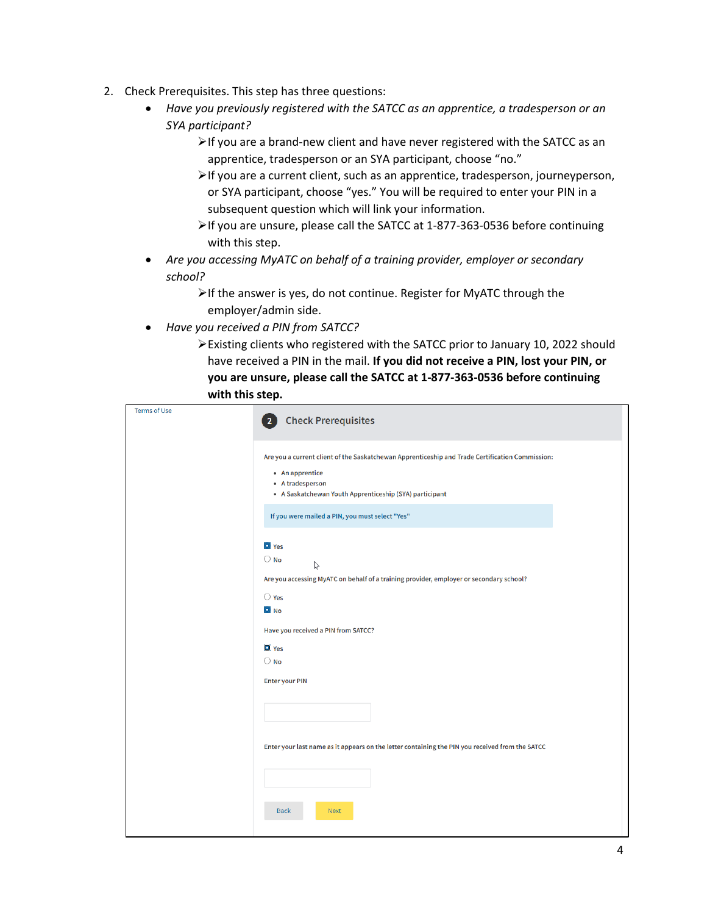2. Check Prerequisites. This step has three questions:
   - *Have you previously registered with the SATCC as an apprentice, a tradesperson or an SYA participant?*
     - ➢If you are a brand-new client and have never registered with the SATCC as an apprentice, tradesperson or an SYA participant, choose "no."
     - ➢If you are a current client, such as an apprentice, tradesperson, journeyperson, or SYA participant, choose "yes." You will be required to enter your PIN in a subsequent question which will link your information.
     - ➢If you are unsure, please call the SATCC at 1-877-363-0536 before continuing with this step.
   - *Are you accessing MyATC on behalf of a training provider, employer or secondary school?*
     - ➢If the answer is yes, do not continue. Register for MyATC through the employer/admin side.
   - *Have you received a PIN from SATCC?*
     - ➢Existing clients who registered with the SATCC prior to January 10, 2022 should have received a PIN in the mail. **If you did not receive a PIN, lost your PIN, or you are unsure, please call the SATCC at 1-877-363-0536 before continuing with this step.**

Terms of Use

**2 Check Prerequisites**

Are you a current client of the Saskatchewan Apprenticeship and Trade Certification Commission:

- An apprentice
- A tradesperson
- A Saskatchewan Youth Apprenticeship (SYA) participant

If you were mailed a PIN, you must select "Yes"

- [x] Yes
- [ ] No

Are you accessing MyATC on behalf of a training provider, employer or secondary school?

- [ ] Yes
- [x] No

Have you received a PIN from SATCC?

- [x] Yes
- [ ] No

Enter your PIN

Enter your last name as it appears on the letter containing the PIN you received from the SATCC

Back Next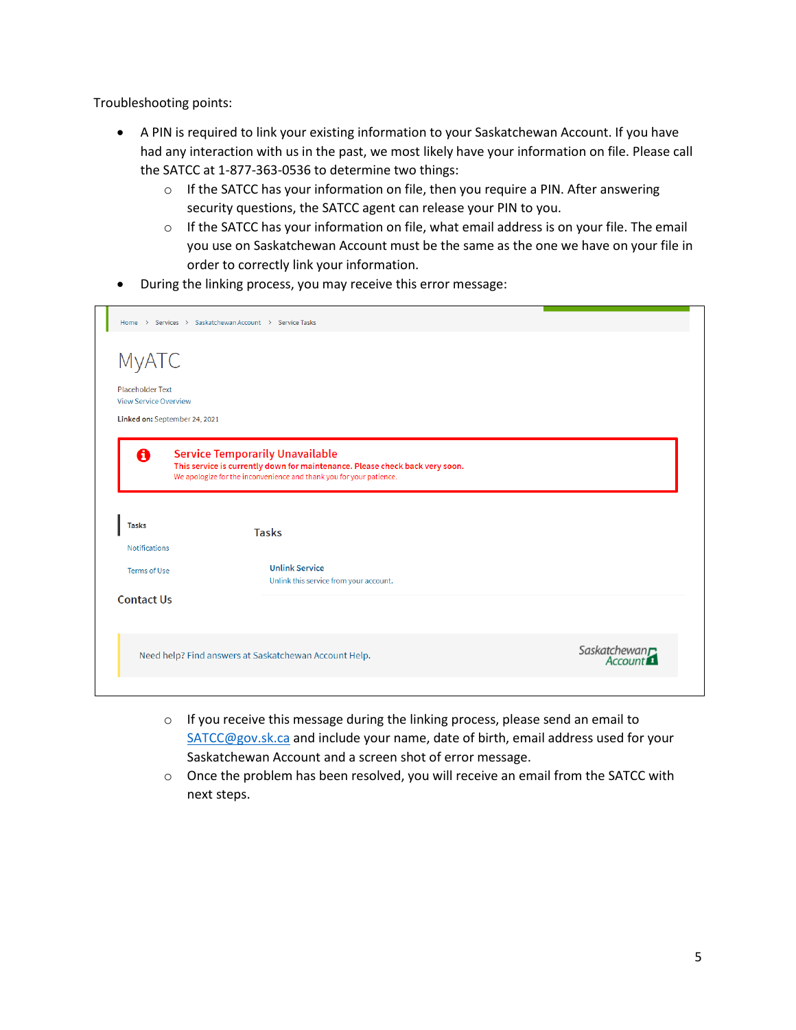Troubleshooting points:

- A PIN is required to link your existing information to your Saskatchewan Account. If you have had any interaction with us in the past, we most likely have your information on file. Please call the SATCC at 1-877-363-0536 to determine two things:
    - If the SATCC has your information on file, then you require a PIN. After answering security questions, the SATCC agent can release your PIN to you.
    - If the SATCC has your information on file, what email address is on your file. The email you use on Saskatchewan Account must be the same as the one we have on your file in order to correctly link your information.
- During the linking process, you may receive this error message:

Home > Services > Saskatchewan Account > Service Tasks

MyATC

Placeholder Text
View Service Overview

**Linked on:** September 24, 2021

**Service Temporarily Unavailable**
**This service is currently down for maintenance. Please check back very soon.**
We apologize for the inconvenience and thank you for your patience.

Tasks
Notifications
Terms of Use

Tasks

**Unlink Service**
Unlink this service from your account.

Contact Us

Need help? Find answers at Saskatchewan Account Help.

Saskatchewan Account

  - If you receive this message during the linking process, please send an email to SATCC@gov.sk.ca and include your name, date of birth, email address used for your Saskatchewan Account and a screen shot of error message.
  - Once the problem has been resolved, you will receive an email from the SATCC with next steps.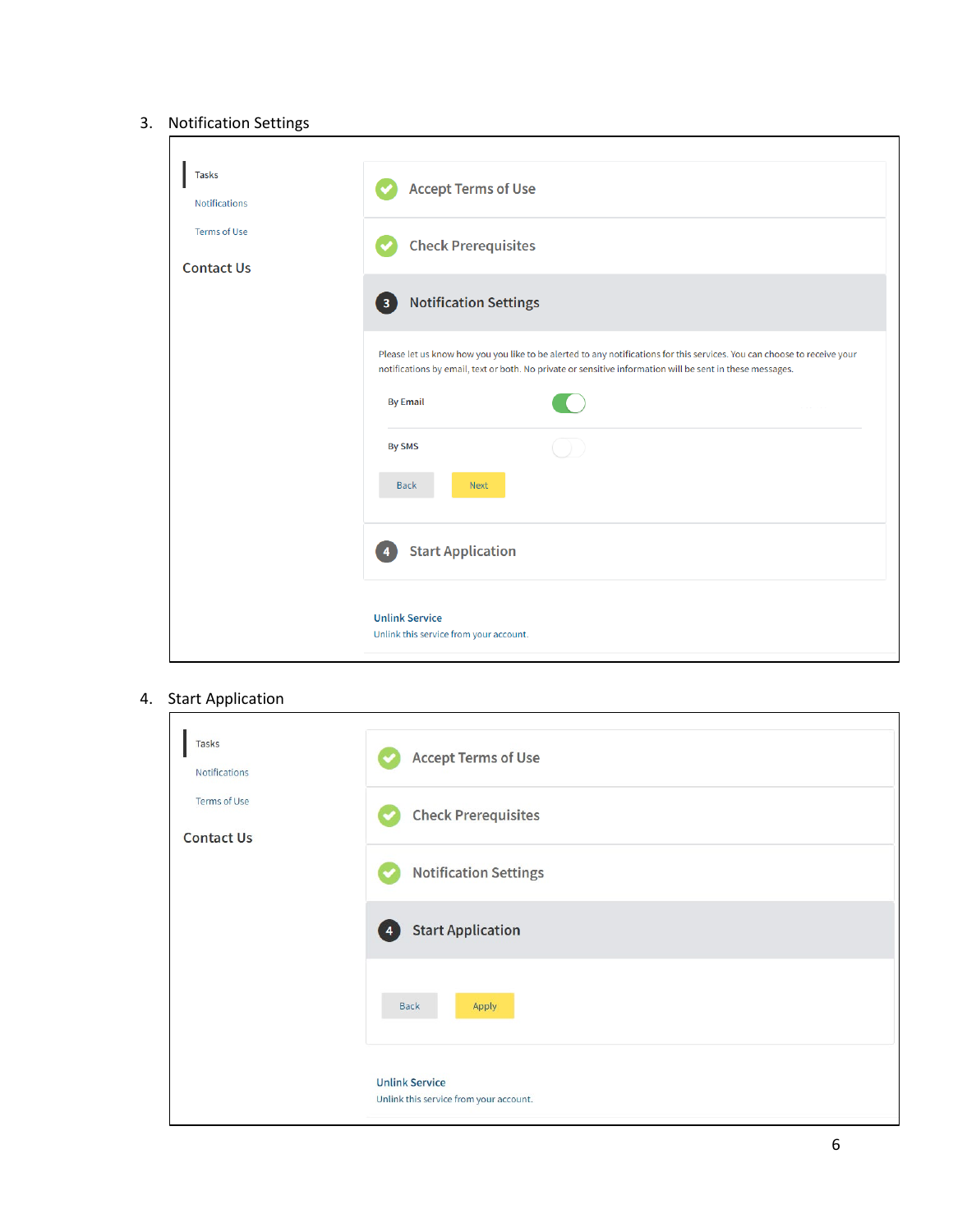3. Notification Settings

Tasks

Notifications

Terms of Use

Contact Us

Accept Terms of Use

Check Prerequisites

3 Notification Settings

Please let us know how you you like to be alerted to any notifications for this services. You can choose to receive your notifications by email, text or both. No private or sensitive information will be sent in these messages.

By Email

By SMS

Back Next

4 Start Application

Unlink Service

Unlink this service from your account.

4. Start Application

Tasks

Notifications

Terms of Use

Contact Us

Accept Terms of Use

Check Prerequisites

Notification Settings

4 Start Application

Back Apply

Unlink Service

Unlink this service from your account.